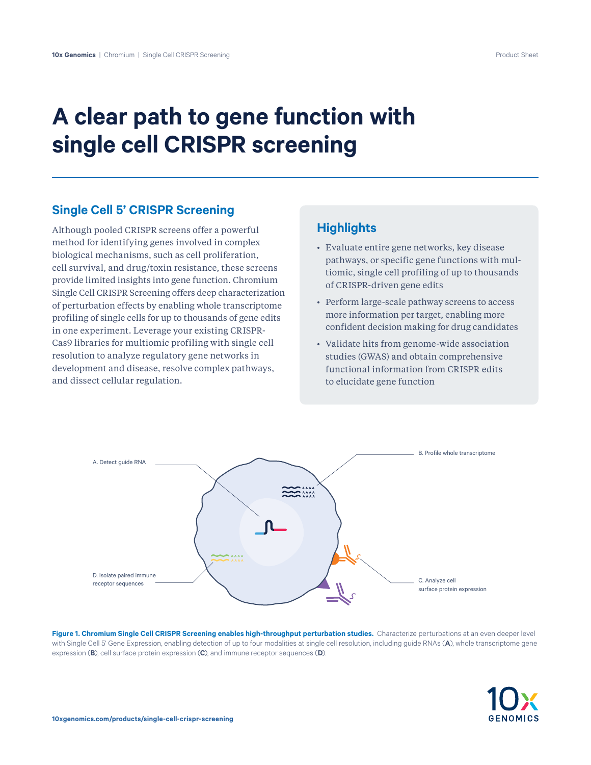# A clear path to gene function with single cell CRISPR screening

## Single Cell 5' CRISPR Screening

Although pooled CRISPR screens offer a powerful method for identifying genes involved in complex biological mechanisms, such as cell proliferation, cell survival, and drug/toxin resistance, these screens provide limited insights into gene function. Chromium Single Cell CRISPR Screening offers deep characterization of perturbation effects by enabling whole transcriptome profiling of single cells for up to thousands of gene edits in one experiment. Leverage your existing CRISPR-Cas9 libraries for multiomic profiling with single cell resolution to analyze regulatory gene networks in development and disease, resolve complex pathways, and dissect cellular regulation.

## Highlights

- Evaluate entire gene networks, key disease pathways, or specific gene functions with multiomic, single cell profiling of up to thousands of CRISPR-driven gene edits
- Perform large-scale pathway screens to access more information per target, enabling more confident decision making for drug candidates
- Validate hits from genome-wide association studies (GWAS) and obtain comprehensive functional information from CRISPR edits to elucidate gene function

A. Detect guide RNA

B. Profile whole transcriptome

C. Analyze cell surface protein expression

D. Isolate paired immune receptor sequences

**Figure 1. Chromium Single Cell CRISPR Screening enables high-throughput perturbation studies.** Characterize perturbations at an even deeper level with Single Cell 5' Gene Expression, enabling detection of up to four modalities at single cell resolution, including guide RNAs (**A**), whole transcriptome gene expression (**B**), cell surface protein expression (**C**), and immune receptor sequences (**D**).

**10xgenomics.com/products/single-cell-crispr-screening**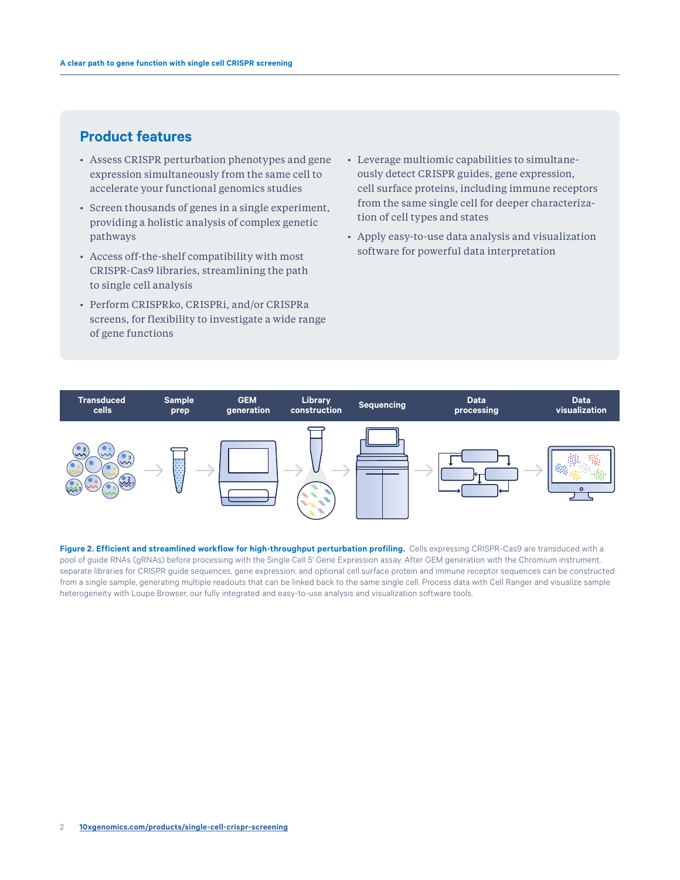## Product features

- Assess CRISPR perturbation phenotypes and gene expression simultaneously from the same cell to accelerate your functional genomics studies
- Screen thousands of genes in a single experiment, providing a holistic analysis of complex genetic pathways
- Access off-the-shelf compatibility with most CRISPR-Cas9 libraries, streamlining the path to single cell analysis
- Perform CRISPRko, CRISPRi, and/or CRISPRa screens, for flexibility to investigate a wide range of gene functions
- Leverage multiomic capabilities to simultaneously detect CRISPR guides, gene expression, cell surface proteins, including immune receptors from the same single cell for deeper characterization of cell types and states
- Apply easy-to-use data analysis and visualization software for powerful data interpretation

| Transduced cells | Sample prep | GEM generation | Library construction | Sequencing | Data processing | Data visualization |
|---|---|---|---|---|---|---|

**Figure 2. Efficient and streamlined workflow for high-throughput perturbation profiling.** Cells expressing CRISPR-Cas9 are transduced with a pool of guide RNAs (gRNAs) before processing with the Single Cell 5' Gene Expression assay. After GEM generation with the Chromium instrument, separate libraries for CRISPR guide sequences, gene expression, and optional cell surface protein and immune receptor sequences can be constructed from a single sample, generating multiple readouts that can be linked back to the same single cell. Process data with Cell Ranger and visualize sample heterogeneity with Loupe Browser, our fully integrated and easy-to-use analysis and visualization software tools.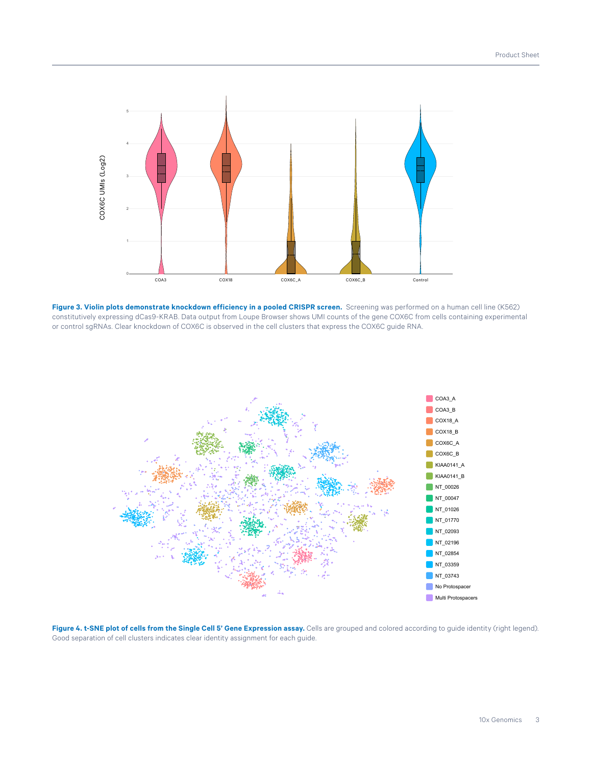**Figure 3. Violin plots demonstrate knockdown efficiency in a pooled CRISPR screen.** Screening was performed on a human cell line (K562) constitutively expressing dCas9-KRAB. Data output from Loupe Browser shows UMI counts of the gene COX6C from cells containing experimental or control sgRNAs. Clear knockdown of COX6C is observed in the cell clusters that express the COX6C guide RNA.

**Figure 4. t-SNE plot of cells from the Single Cell 5' Gene Expression assay.** Cells are grouped and colored according to guide identity (right legend). Good separation of cell clusters indicates clear identity assignment for each guide.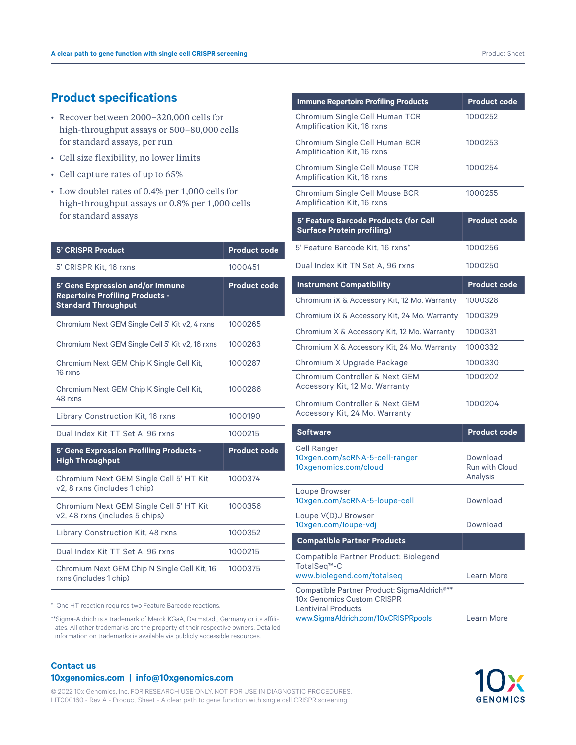## Product specifications

- Recover between 2000–320,000 cells for high-throughput assays or 500–80,000 cells for standard assays, per run
- Cell size flexibility, no lower limits
- Cell capture rates of up to 65%
- Low doublet rates of 0.4% per 1,000 cells for high-throughput assays or 0.8% per 1,000 cells for standard assays

| 5' CRISPR Product | Product code |
|---|---|
| 5' CRISPR Kit, 16 rxns | 1000451 |
| **5' Gene Expression and/or Immune Repertoire Profiling Products - Standard Throughput** | **Product code** |
| Chromium Next GEM Single Cell 5' Kit v2, 4 rxns | 1000265 |
| Chromium Next GEM Single Cell 5' Kit v2, 16 rxns | 1000263 |
| Chromium Next GEM Chip K Single Cell Kit, 16 rxns | 1000287 |
| Chromium Next GEM Chip K Single Cell Kit, 48 rxns | 1000286 |
| Library Construction Kit, 16 rxns | 1000190 |
| Dual Index Kit TT Set A, 96 rxns | 1000215 |
| **5' Gene Expression Profiling Products - High Throughput** | **Product code** |
| Chromium Next GEM Single Cell 5' HT Kit v2, 8 rxns (includes 1 chip) | 1000374 |
| Chromium Next GEM Single Cell 5' HT Kit v2, 48 rxns (includes 5 chips) | 1000356 |
| Library Construction Kit, 48 rxns | 1000352 |
| Dual Index Kit TT Set A, 96 rxns | 1000215 |
| Chromium Next GEM Chip N Single Cell Kit, 16 rxns (includes 1 chip) | 1000375 |

\* One HT reaction requires two Feature Barcode reactions.

\*\*Sigma-Aldrich is a trademark of Merck KGaA, Darmstadt, Germany or its affiliates. All other trademarks are the property of their respective owners. Detailed information on trademarks is available via publicly accessible resources.

| Immune Repertoire Profiling Products | Product code |
|---|---|
| Chromium Single Cell Human TCR Amplification Kit, 16 rxns | 1000252 |
| Chromium Single Cell Human BCR Amplification Kit, 16 rxns | 1000253 |
| Chromium Single Cell Mouse TCR Amplification Kit, 16 rxns | 1000254 |
| Chromium Single Cell Mouse BCR Amplification Kit, 16 rxns | 1000255 |
| **5' Feature Barcode Products (for Cell Surface Protein profiling)** | **Product code** |
| 5' Feature Barcode Kit, 16 rxns* | 1000256 |
| Dual Index Kit TN Set A, 96 rxns | 1000250 |
| **Instrument Compatibility** | **Product code** |
| Chromium iX & Accessory Kit, 12 Mo. Warranty | 1000328 |
| Chromium iX & Accessory Kit, 24 Mo. Warranty | 1000329 |
| Chromium X & Accessory Kit, 12 Mo. Warranty | 1000331 |
| Chromium X & Accessory Kit, 24 Mo. Warranty | 1000332 |
| Chromium X Upgrade Package | 1000330 |
| Chromium Controller & Next GEM Accessory Kit, 12 Mo. Warranty | 1000202 |
| Chromium Controller & Next GEM Accessory Kit, 24 Mo. Warranty | 1000204 |
| **Software** | **Product code** |
| Cell Ranger 10xgen.com/scRNA-5-cell-ranger 10xgenomics.com/cloud | Download Run with Cloud Analysis |
| Loupe Browser 10xgen.com/scRNA-5-loupe-cell | Download |
| Loupe V(D)J Browser 10xgen.com/loupe-vdj | Download |
| **Compatible Partner Products** | |
| Compatible Partner Product: Biolegend TotalSeq™-C www.biolegend.com/totalseq | Learn More |
| Compatible Partner Product: SigmaAldrich®** 10x Genomics Custom CRISPR Lentiviral Products www.SigmaAldrich.com/10xCRISPRpools | Learn More |

**Contact us**

**10xgenomics.com | info@10xgenomics.com**

© 2022 10x Genomics, Inc. FOR RESEARCH USE ONLY. NOT FOR USE IN DIAGNOSTIC PROCEDURES.
LIT000160 - Rev A - Product Sheet - A clear path to gene function with single cell CRISPR screening